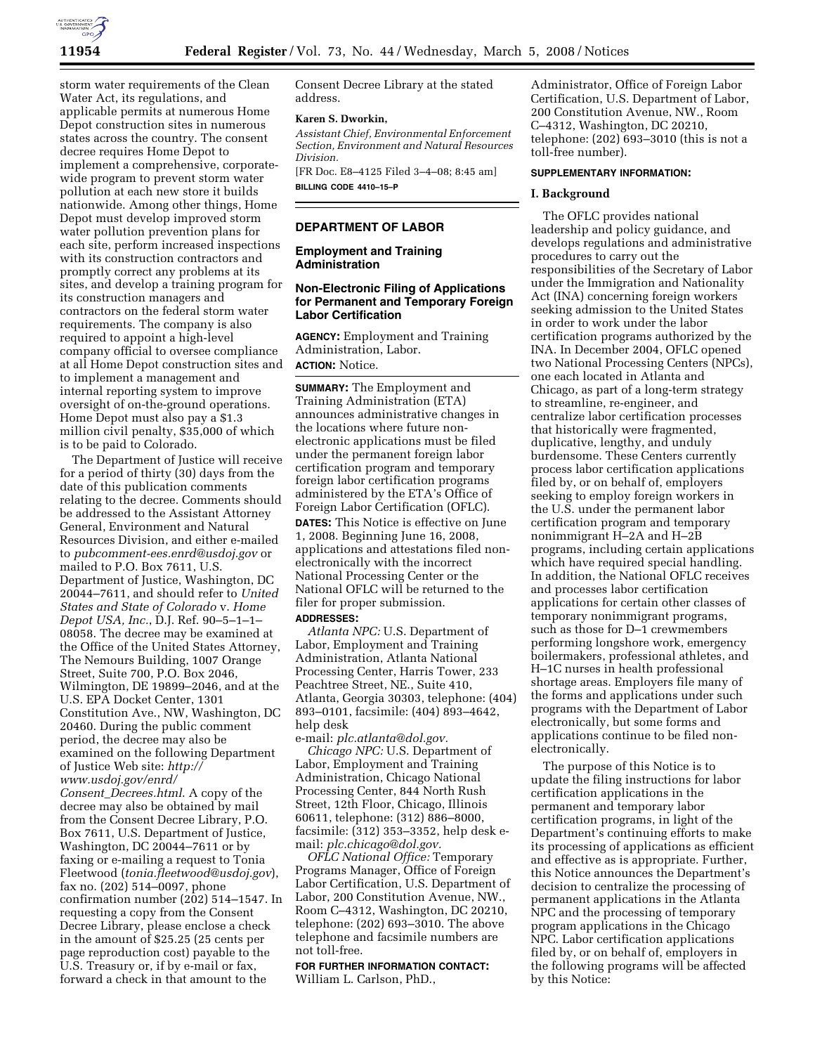storm water requirements of the Clean Water Act, its regulations, and applicable permits at numerous Home Depot construction sites in numerous states across the country. The consent decree requires Home Depot to implement a comprehensive, corporate-wide program to prevent storm water pollution at each new store it builds nationwide. Among other things, Home Depot must develop improved storm water pollution prevention plans for each site, perform increased inspections with its construction contractors and promptly correct any problems at its sites, and develop a training program for its construction managers and contractors on the federal storm water requirements. The company is also required to appoint a high-level company official to oversee compliance at all Home Depot construction sites and to implement a management and internal reporting system to improve oversight of on-the-ground operations. Home Depot must also pay a $1.3 million civil penalty, $35,000 of which is to be paid to Colorado.

The Department of Justice will receive for a period of thirty (30) days from the date of this publication comments relating to the decree. Comments should be addressed to the Assistant Attorney General, Environment and Natural Resources Division, and either e-mailed to *pubcomment-ees.enrd@usdoj.gov* or mailed to P.O. Box 7611, U.S. Department of Justice, Washington, DC 20044–7611, and should refer to *United States and State of Colorado* v. *Home Depot USA, Inc.*, D.J. Ref. 90–5–1–1–08058. The decree may be examined at the Office of the United States Attorney, The Nemours Building, 1007 Orange Street, Suite 700, P.O. Box 2046, Wilmington, DE 19899–2046, and at the U.S. EPA Docket Center, 1301 Constitution Ave., NW, Washington, DC 20460. During the public comment period, the decree may also be examined on the following Department of Justice Web site: *http://www.usdoj.gov/enrd/Consent_Decrees.html*. A copy of the decree may also be obtained by mail from the Consent Decree Library, P.O. Box 7611, U.S. Department of Justice, Washington, DC 20044–7611 or by faxing or e-mailing a request to Tonia Fleetwood (*tonia.fleetwood@usdoj.gov*), fax no. (202) 514–0097, phone confirmation number (202) 514–1547. In requesting a copy from the Consent Decree Library, please enclose a check in the amount of $25.25 (25 cents per page reproduction cost) payable to the U.S. Treasury or, if by e-mail or fax, forward a check in that amount to the Consent Decree Library at the stated address.

**Karen S. Dworkin,**

*Assistant Chief, Environmental Enforcement Section, Environment and Natural Resources Division.*

[FR Doc. E8–4125 Filed 3–4–08; 8:45 am]

**BILLING CODE 4410–15–P**

## DEPARTMENT OF LABOR

### Employment and Training Administration

### Non-Electronic Filing of Applications for Permanent and Temporary Foreign Labor Certification

**AGENCY:** Employment and Training Administration, Labor.

**ACTION:** Notice.

**SUMMARY:** The Employment and Training Administration (ETA) announces administrative changes in the locations where future non-electronic applications must be filed under the permanent foreign labor certification program and temporary foreign labor certification programs administered by the ETA's Office of Foreign Labor Certification (OFLC).

**DATES:** This Notice is effective on June 1, 2008. Beginning June 16, 2008, applications and attestations filed non-electronically with the incorrect National Processing Center or the National OFLC will be returned to the filer for proper submission.

**ADDRESSES:**

*Atlanta NPC:* U.S. Department of Labor, Employment and Training Administration, Atlanta National Processing Center, Harris Tower, 233 Peachtree Street, NE., Suite 410, Atlanta, Georgia 30303, telephone: (404) 893–0101, facsimile: (404) 893–4642, help desk e-mail: *plc.atlanta@dol.gov.*

*Chicago NPC:* U.S. Department of Labor, Employment and Training Administration, Chicago National Processing Center, 844 North Rush Street, 12th Floor, Chicago, Illinois 60611, telephone: (312) 886–8000, facsimile: (312) 353–3352, help desk e-mail: *plc.chicago@dol.gov.*

*OFLC National Office:* Temporary Programs Manager, Office of Foreign Labor Certification, U.S. Department of Labor, 200 Constitution Avenue, NW., Room C–4312, Washington, DC 20210, telephone: (202) 693–3010. The above telephone and facsimile numbers are not toll-free.

**FOR FURTHER INFORMATION CONTACT:** William L. Carlson, PhD., Administrator, Office of Foreign Labor Certification, U.S. Department of Labor, 200 Constitution Avenue, NW., Room C–4312, Washington, DC 20210, telephone: (202) 693–3010 (this is not a toll-free number).

**SUPPLEMENTARY INFORMATION:**

### I. Background

The OFLC provides national leadership and policy guidance, and develops regulations and administrative procedures to carry out the responsibilities of the Secretary of Labor under the Immigration and Nationality Act (INA) concerning foreign workers seeking admission to the United States in order to work under the labor certification programs authorized by the INA. In December 2004, OFLC opened two National Processing Centers (NPCs), one each located in Atlanta and Chicago, as part of a long-term strategy to streamline, re-engineer, and centralize labor certification processes that historically were fragmented, duplicative, lengthy, and unduly burdensome. These Centers currently process labor certification applications filed by, or on behalf of, employers seeking to employ foreign workers in the U.S. under the permanent labor certification program and temporary nonimmigrant H–2A and H–2B programs, including certain applications which have required special handling. In addition, the National OFLC receives and processes labor certification applications for certain other classes of temporary nonimmigrant programs, such as those for D–1 crewmembers performing longshore work, emergency boilermakers, professional athletes, and H–1C nurses in health professional shortage areas. Employers file many of the forms and applications under such programs with the Department of Labor electronically, but some forms and applications continue to be filed non-electronically.

The purpose of this Notice is to update the filing instructions for labor certification applications in the permanent and temporary labor certification programs, in light of the Department's continuing efforts to make its processing of applications as efficient and effective as is appropriate. Further, this Notice announces the Department's decision to centralize the processing of permanent applications in the Atlanta NPC and the processing of temporary program applications in the Chicago NPC. Labor certification applications filed by, or on behalf of, employers in the following programs will be affected by this Notice: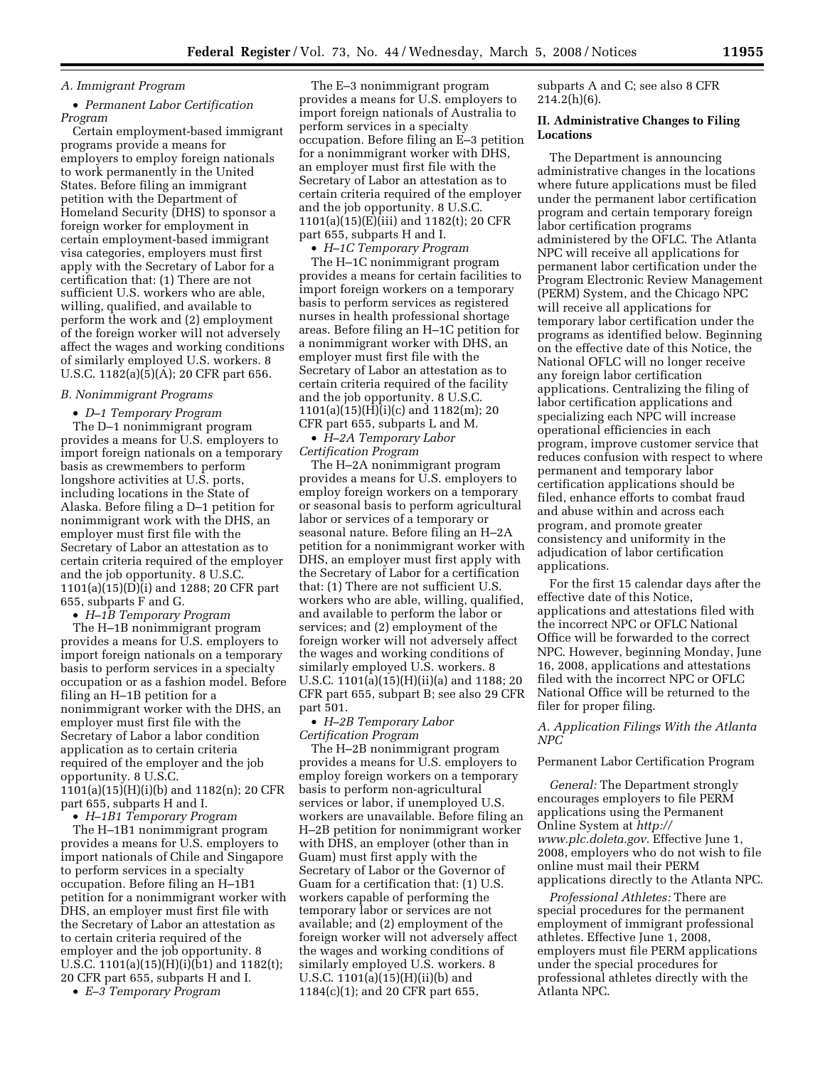*A. Immigrant Program*

• *Permanent Labor Certification Program*

Certain employment-based immigrant programs provide a means for employers to employ foreign nationals to work permanently in the United States. Before filing an immigrant petition with the Department of Homeland Security (DHS) to sponsor a foreign worker for employment in certain employment-based immigrant visa categories, employers must first apply with the Secretary of Labor for a certification that: (1) There are not sufficient U.S. workers who are able, willing, qualified, and available to perform the work and (2) employment of the foreign worker will not adversely affect the wages and working conditions of similarly employed U.S. workers. 8 U.S.C. 1182(a)(5)(A); 20 CFR part 656.

*B. Nonimmigrant Programs*

• *D–1 Temporary Program*

The D–1 nonimmigrant program provides a means for U.S. employers to import foreign nationals on a temporary basis as crewmembers to perform longshore activities at U.S. ports, including locations in the State of Alaska. Before filing a D–1 petition for nonimmigrant work with the DHS, an employer must first file with the Secretary of Labor an attestation as to certain criteria required of the employer and the job opportunity. 8 U.S.C. 1101(a)(15)(D)(i) and 1288; 20 CFR part 655, subparts F and G.

• *H–1B Temporary Program*

The H–1B nonimmigrant program provides a means for U.S. employers to import foreign nationals on a temporary basis to perform services in a specialty occupation or as a fashion model. Before filing an H–1B petition for a nonimmigrant worker with the DHS, an employer must first file with the Secretary of Labor a labor condition application as to certain criteria required of the employer and the job opportunity. 8 U.S.C. 1101(a)(15)(H)(i)(b) and 1182(n); 20 CFR part 655, subparts H and I.

• *H–1B1 Temporary Program*

The H–1B1 nonimmigrant program provides a means for U.S. employers to import nationals of Chile and Singapore to perform services in a specialty occupation. Before filing an H–1B1 petition for a nonimmigrant worker with DHS, an employer must first file with the Secretary of Labor an attestation as to certain criteria required of the employer and the job opportunity. 8 U.S.C. 1101(a)(15)(H)(i)(b1) and 1182(t); 20 CFR part 655, subparts H and I.

• *E–3 Temporary Program*

The E–3 nonimmigrant program provides a means for U.S. employers to import foreign nationals of Australia to perform services in a specialty occupation. Before filing an E–3 petition for a nonimmigrant worker with DHS, an employer must first file with the Secretary of Labor an attestation as to certain criteria required of the employer and the job opportunity. 8 U.S.C. 1101(a)(15)(E)(iii) and 1182(t); 20 CFR part 655, subparts H and I.

• *H–1C Temporary Program*

The H–1C nonimmigrant program provides a means for certain facilities to import foreign workers on a temporary basis to perform services as registered nurses in health professional shortage areas. Before filing an H–1C petition for a nonimmigrant worker with DHS, an employer must first file with the Secretary of Labor an attestation as to certain criteria required of the facility and the job opportunity. 8 U.S.C. 1101(a)(15)(H)(i)(c) and 1182(m); 20 CFR part 655, subparts L and M.

• *H–2A Temporary Labor Certification Program*

The H–2A nonimmigrant program provides a means for U.S. employers to employ foreign workers on a temporary or seasonal basis to perform agricultural labor or services of a temporary or seasonal nature. Before filing an H–2A petition for a nonimmigrant worker with DHS, an employer must first apply with the Secretary of Labor for a certification that: (1) There are not sufficient U.S. workers who are able, willing, qualified, and available to perform the labor or services; and (2) employment of the foreign worker will not adversely affect the wages and working conditions of similarly employed U.S. workers. 8 U.S.C. 1101(a)(15)(H)(ii)(a) and 1188; 20 CFR part 655, subpart B; see also 29 CFR part 501.

• *H–2B Temporary Labor Certification Program*

The H–2B nonimmigrant program provides a means for U.S. employers to employ foreign workers on a temporary basis to perform non-agricultural services or labor, if unemployed U.S. workers are unavailable. Before filing an H–2B petition for nonimmigrant worker with DHS, an employer (other than in Guam) must first apply with the Secretary of Labor or the Governor of Guam for a certification that: (1) U.S. workers capable of performing the temporary labor or services are not available; and (2) employment of the foreign worker will not adversely affect the wages and working conditions of similarly employed U.S. workers. 8 U.S.C. 1101(a)(15)(H)(ii)(b) and 1184(c)(1); and 20 CFR part 655, subparts A and C; see also 8 CFR 214.2(h)(6).

**II. Administrative Changes to Filing Locations**

The Department is announcing administrative changes in the locations where future applications must be filed under the permanent labor certification program and certain temporary foreign labor certification programs administered by the OFLC. The Atlanta NPC will receive all applications for permanent labor certification under the Program Electronic Review Management (PERM) System, and the Chicago NPC will receive all applications for temporary labor certification under the programs as identified below. Beginning on the effective date of this Notice, the National OFLC will no longer receive any foreign labor certification applications. Centralizing the filing of labor certification applications and specializing each NPC will increase operational efficiencies in each program, improve customer service that reduces confusion with respect to where permanent and temporary labor certification applications should be filed, enhance efforts to combat fraud and abuse within and across each program, and promote greater consistency and uniformity in the adjudication of labor certification applications.

For the first 15 calendar days after the effective date of this Notice, applications and attestations filed with the incorrect NPC or OFLC National Office will be forwarded to the correct NPC. However, beginning Monday, June 16, 2008, applications and attestations filed with the incorrect NPC or OFLC National Office will be returned to the filer for proper filing.

*A. Application Filings With the Atlanta NPC*

Permanent Labor Certification Program

*General:* The Department strongly encourages employers to file PERM applications using the Permanent Online System at *http://www.plc.doleta.gov*. Effective June 1, 2008, employers who do not wish to file online must mail their PERM applications directly to the Atlanta NPC.

*Professional Athletes:* There are special procedures for the permanent employment of immigrant professional athletes. Effective June 1, 2008, employers must file PERM applications under the special procedures for professional athletes directly with the Atlanta NPC.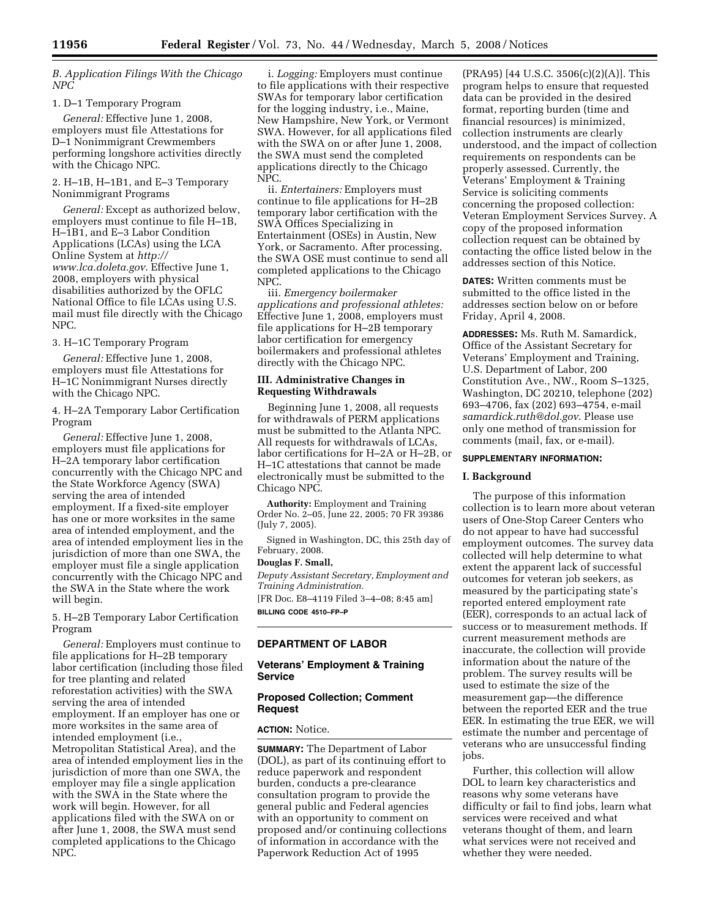*B. Application Filings With the Chicago NPC*

1. D–1 Temporary Program

*General:* Effective June 1, 2008, employers must file Attestations for D–1 Nonimmigrant Crewmembers performing longshore activities directly with the Chicago NPC.

2. H–1B, H–1B1, and E–3 Temporary Nonimmigrant Programs

*General:* Except as authorized below, employers must continue to file H–1B, H–1B1, and E–3 Labor Condition Applications (LCAs) using the LCA Online System at *http://www.lca.doleta.gov*. Effective June 1, 2008, employers with physical disabilities authorized by the OFLC National Office to file LCAs using U.S. mail must file directly with the Chicago NPC.

3. H–1C Temporary Program

*General:* Effective June 1, 2008, employers must file Attestations for H–1C Nonimmigrant Nurses directly with the Chicago NPC.

4. H–2A Temporary Labor Certification Program

*General:* Effective June 1, 2008, employers must file applications for H–2A temporary labor certification concurrently with the Chicago NPC and the State Workforce Agency (SWA) serving the area of intended employment. If a fixed-site employer has one or more worksites in the same area of intended employment, and the area of intended employment lies in the jurisdiction of more than one SWA, the employer must file a single application concurrently with the Chicago NPC and the SWA in the State where the work will begin.

5. H–2B Temporary Labor Certification Program

*General:* Employers must continue to file applications for H–2B temporary labor certification (including those filed for tree planting and related reforestation activities) with the SWA serving the area of intended employment. If an employer has one or more worksites in the same area of intended employment (i.e., Metropolitan Statistical Area), and the area of intended employment lies in the jurisdiction of more than one SWA, the employer may file a single application with the SWA in the State where the work will begin. However, for all applications filed with the SWA on or after June 1, 2008, the SWA must send completed applications to the Chicago NPC.

i. *Logging:* Employers must continue to file applications with their respective SWAs for temporary labor certification for the logging industry, i.e., Maine, New Hampshire, New York, or Vermont SWA. However, for all applications filed with the SWA on or after June 1, 2008, the SWA must send the completed applications directly to the Chicago NPC.

ii. *Entertainers:* Employers must continue to file applications for H–2B temporary labor certification with the SWA Offices Specializing in Entertainment (OSEs) in Austin, New York, or Sacramento. After processing, the SWA OSE must continue to send all completed applications to the Chicago NPC.

iii. *Emergency boilermaker applications and professional athletes:* Effective June 1, 2008, employers must file applications for H–2B temporary labor certification for emergency boilermakers and professional athletes directly with the Chicago NPC.

### III. Administrative Changes in Requesting Withdrawals

Beginning June 1, 2008, all requests for withdrawals of PERM applications must be submitted to the Atlanta NPC. All requests for withdrawals of LCAs, labor certifications for H–2A or H–2B, or H–1C attestations that cannot be made electronically must be submitted to the Chicago NPC.

**Authority:** Employment and Training Order No. 2–05, June 22, 2005; 70 FR 39386 (July 7, 2005).

Signed in Washington, DC, this 25th day of February, 2008.

**Douglas F. Small,**

*Deputy Assistant Secretary, Employment and Training Administration.*

[FR Doc. E8–4119 Filed 3–4–08; 8:45 am]

**BILLING CODE 4510–FP–P**

## DEPARTMENT OF LABOR

### Veterans' Employment & Training Service

### Proposed Collection; Comment Request

**ACTION:** Notice.

**SUMMARY:** The Department of Labor (DOL), as part of its continuing effort to reduce paperwork and respondent burden, conducts a pre-clearance consultation program to provide the general public and Federal agencies with an opportunity to comment on proposed and/or continuing collections of information in accordance with the Paperwork Reduction Act of 1995 (PRA95) [44 U.S.C. 3506(c)(2)(A)]. This program helps to ensure that requested data can be provided in the desired format, reporting burden (time and financial resources) is minimized, collection instruments are clearly understood, and the impact of collection requirements on respondents can be properly assessed. Currently, the Veterans' Employment & Training Service is soliciting comments concerning the proposed collection: Veteran Employment Services Survey. A copy of the proposed information collection request can be obtained by contacting the office listed below in the addresses section of this Notice.

**DATES:** Written comments must be submitted to the office listed in the addresses section below on or before Friday, April 4, 2008.

**ADDRESSES:** Ms. Ruth M. Samardick, Office of the Assistant Secretary for Veterans' Employment and Training, U.S. Department of Labor, 200 Constitution Ave., NW., Room S–1325, Washington, DC 20210, telephone (202) 693–4706, fax (202) 693–4754, e-mail *samardick.ruth@dol.gov*. Please use only one method of transmission for comments (mail, fax, or e-mail).

**SUPPLEMENTARY INFORMATION:**

### I. Background

The purpose of this information collection is to learn more about veteran users of One-Stop Career Centers who do not appear to have had successful employment outcomes. The survey data collected will help determine to what extent the apparent lack of successful outcomes for veteran job seekers, as measured by the participating state's reported entered employment rate (EER), corresponds to an actual lack of success or to measurement methods. If current measurement methods are inaccurate, the collection will provide information about the nature of the problem. The survey results will be used to estimate the size of the measurement gap—the difference between the reported EER and the true EER. In estimating the true EER, we will estimate the number and percentage of veterans who are unsuccessful finding jobs.

Further, this collection will allow DOL to learn key characteristics and reasons why some veterans have difficulty or fail to find jobs, learn what services were received and what veterans thought of them, and learn what services were not received and whether they were needed.